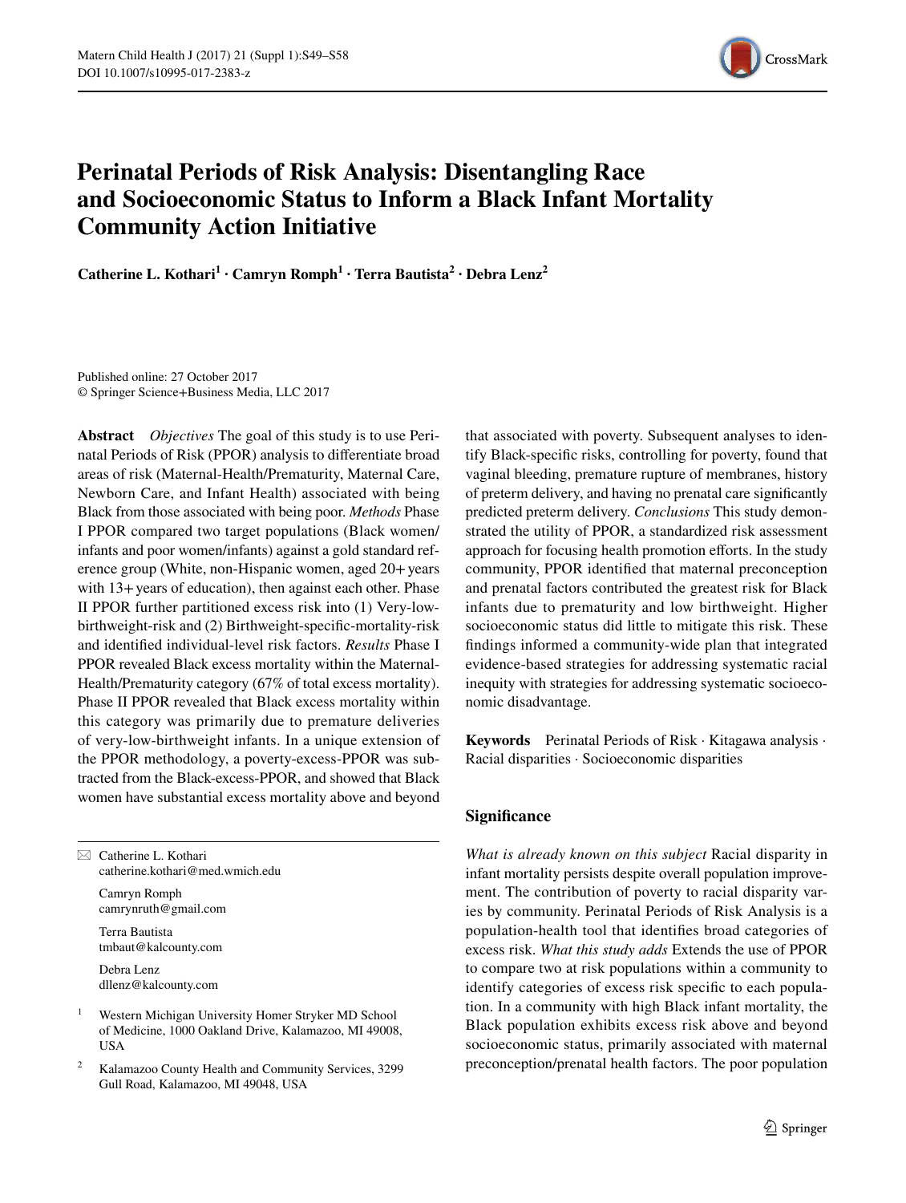# Perinatal Periods of Risk Analysis: Disentangling Race and Socioeconomic Status to Inform a Black Infant Mortality Community Action Initiative

**Catherine L. Kothari[1] · Camryn Romph[1] · Terra Bautista[2] · Debra Lenz[2]**

Published online: 27 October 2017
© Springer Science+Business Media, LLC 2017

**Abstract** *Objectives* The goal of this study is to use Perinatal Periods of Risk (PPOR) analysis to differentiate broad areas of risk (Maternal-Health/Prematurity, Maternal Care, Newborn Care, and Infant Health) associated with being Black from those associated with being poor. *Methods* Phase I PPOR compared two target populations (Black women/infants and poor women/infants) against a gold standard reference group (White, non-Hispanic women, aged 20+ years with 13+ years of education), then against each other. Phase II PPOR further partitioned excess risk into (1) Very-low-birthweight-risk and (2) Birthweight-specific-mortality-risk and identified individual-level risk factors. *Results* Phase I PPOR revealed Black excess mortality within the Maternal-Health/Prematurity category (67% of total excess mortality). Phase II PPOR revealed that Black excess mortality within this category was primarily due to premature deliveries of very-low-birthweight infants. In a unique extension of the PPOR methodology, a poverty-excess-PPOR was subtracted from the Black-excess-PPOR, and showed that Black women have substantial excess mortality above and beyond that associated with poverty. Subsequent analyses to identify Black-specific risks, controlling for poverty, found that vaginal bleeding, premature rupture of membranes, history of preterm delivery, and having no prenatal care significantly predicted preterm delivery. *Conclusions* This study demonstrated the utility of PPOR, a standardized risk assessment approach for focusing health promotion efforts. In the study community, PPOR identified that maternal preconception and prenatal factors contributed the greatest risk for Black infants due to prematurity and low birthweight. Higher socioeconomic status did little to mitigate this risk. These findings informed a community-wide plan that integrated evidence-based strategies for addressing systematic racial inequity with strategies for addressing systematic socioeconomic disadvantage.

**Keywords** Perinatal Periods of Risk · Kitagawa analysis · Racial disparities · Socioeconomic disparities

✉ Catherine L. Kothari
catherine.kothari@med.wmich.edu

Camryn Romph
camrynruth@gmail.com

Terra Bautista
tmbaut@kalcounty.com

Debra Lenz
dllenz@kalcounty.com

[1] Western Michigan University Homer Stryker MD School of Medicine, 1000 Oakland Drive, Kalamazoo, MI 49008, USA

[2] Kalamazoo County Health and Community Services, 3299 Gull Road, Kalamazoo, MI 49048, USA

## Significance

*What is already known on this subject* Racial disparity in infant mortality persists despite overall population improvement. The contribution of poverty to racial disparity varies by community. Perinatal Periods of Risk Analysis is a population-health tool that identifies broad categories of excess risk. *What this study adds* Extends the use of PPOR to compare two at risk populations within a community to identify categories of excess risk specific to each population. In a community with high Black infant mortality, the Black population exhibits excess risk above and beyond socioeconomic status, primarily associated with maternal preconception/prenatal health factors. The poor population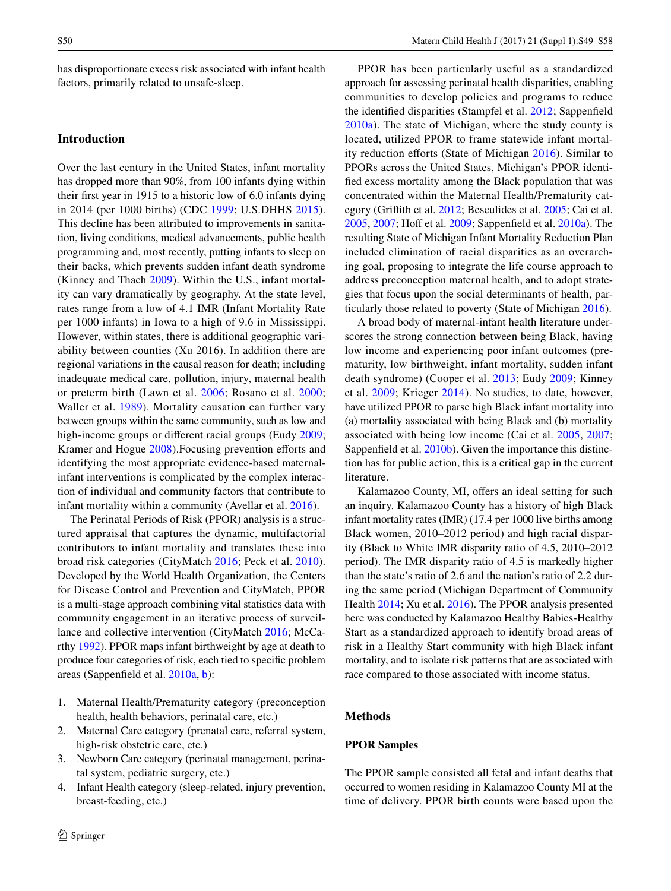has disproportionate excess risk associated with infant health factors, primarily related to unsafe-sleep.

## Introduction

Over the last century in the United States, infant mortality has dropped more than 90%, from 100 infants dying within their first year in 1915 to a historic low of 6.0 infants dying in 2014 (per 1000 births) (CDC 1999; U.S.DHHS 2015). This decline has been attributed to improvements in sanitation, living conditions, medical advancements, public health programming and, most recently, putting infants to sleep on their backs, which prevents sudden infant death syndrome (Kinney and Thach 2009). Within the U.S., infant mortality can vary dramatically by geography. At the state level, rates range from a low of 4.1 IMR (Infant Mortality Rate per 1000 infants) in Iowa to a high of 9.6 in Mississippi. However, within states, there is additional geographic variability between counties (Xu 2016). In addition there are regional variations in the causal reason for death; including inadequate medical care, pollution, injury, maternal health or preterm birth (Lawn et al. 2006; Rosano et al. 2000; Waller et al. 1989). Mortality causation can further vary between groups within the same community, such as low and high-income groups or different racial groups (Eudy 2009; Kramer and Hogue 2008).Focusing prevention efforts and identifying the most appropriate evidence-based maternal-infant interventions is complicated by the complex interaction of individual and community factors that contribute to infant mortality within a community (Avellar et al. 2016).

The Perinatal Periods of Risk (PPOR) analysis is a structured appraisal that captures the dynamic, multifactorial contributors to infant mortality and translates these into broad risk categories (CityMatch 2016; Peck et al. 2010). Developed by the World Health Organization, the Centers for Disease Control and Prevention and CityMatch, PPOR is a multi-stage approach combining vital statistics data with community engagement in an iterative process of surveillance and collective intervention (CityMatch 2016; McCarthy 1992). PPOR maps infant birthweight by age at death to produce four categories of risk, each tied to specific problem areas (Sappenfield et al. 2010a, b):

1. Maternal Health/Prematurity category (preconception health, health behaviors, perinatal care, etc.)
2. Maternal Care category (prenatal care, referral system, high-risk obstetric care, etc.)
3. Newborn Care category (perinatal management, perinatal system, pediatric surgery, etc.)
4. Infant Health category (sleep-related, injury prevention, breast-feeding, etc.)

PPOR has been particularly useful as a standardized approach for assessing perinatal health disparities, enabling communities to develop policies and programs to reduce the identified disparities (Stampfel et al. 2012; Sappenfield 2010a). The state of Michigan, where the study county is located, utilized PPOR to frame statewide infant mortality reduction efforts (State of Michigan 2016). Similar to PPORs across the United States, Michigan's PPOR identified excess mortality among the Black population that was concentrated within the Maternal Health/Prematurity category (Griffith et al. 2012; Besculides et al. 2005; Cai et al. 2005, 2007; Hoff et al. 2009; Sappenfield et al. 2010a). The resulting State of Michigan Infant Mortality Reduction Plan included elimination of racial disparities as an overarching goal, proposing to integrate the life course approach to address preconception maternal health, and to adopt strategies that focus upon the social determinants of health, particularly those related to poverty (State of Michigan 2016).

A broad body of maternal-infant health literature underscores the strong connection between being Black, having low income and experiencing poor infant outcomes (prematurity, low birthweight, infant mortality, sudden infant death syndrome) (Cooper et al. 2013; Eudy 2009; Kinney et al. 2009; Krieger 2014). No studies, to date, however, have utilized PPOR to parse high Black infant mortality into (a) mortality associated with being Black and (b) mortality associated with being low income (Cai et al. 2005, 2007; Sappenfield et al. 2010b). Given the importance this distinction has for public action, this is a critical gap in the current literature.

Kalamazoo County, MI, offers an ideal setting for such an inquiry. Kalamazoo County has a history of high Black infant mortality rates (IMR) (17.4 per 1000 live births among Black women, 2010–2012 period) and high racial disparity (Black to White IMR disparity ratio of 4.5, 2010–2012 period). The IMR disparity ratio of 4.5 is markedly higher than the state's ratio of 2.6 and the nation's ratio of 2.2 during the same period (Michigan Department of Community Health 2014; Xu et al. 2016). The PPOR analysis presented here was conducted by Kalamazoo Healthy Babies-Healthy Start as a standardized approach to identify broad areas of risk in a Healthy Start community with high Black infant mortality, and to isolate risk patterns that are associated with race compared to those associated with income status.

## Methods

### PPOR Samples

The PPOR sample consisted all fetal and infant deaths that occurred to women residing in Kalamazoo County MI at the time of delivery. PPOR birth counts were based upon the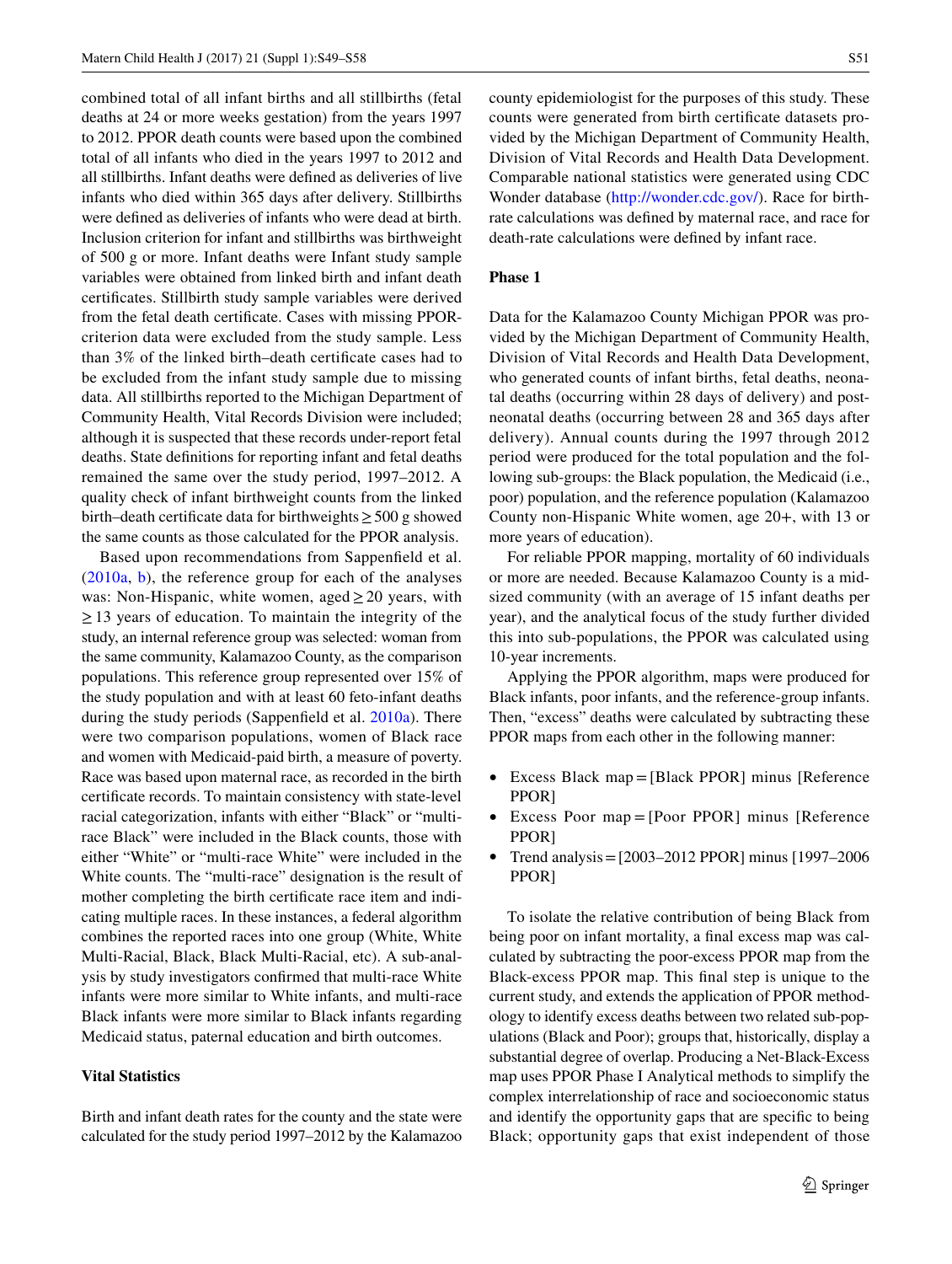combined total of all infant births and all stillbirths (fetal deaths at 24 or more weeks gestation) from the years 1997 to 2012. PPOR death counts were based upon the combined total of all infants who died in the years 1997 to 2012 and all stillbirths. Infant deaths were defined as deliveries of live infants who died within 365 days after delivery. Stillbirths were defined as deliveries of infants who were dead at birth. Inclusion criterion for infant and stillbirths was birthweight of 500 g or more. Infant deaths were Infant study sample variables were obtained from linked birth and infant death certificates. Stillbirth study sample variables were derived from the fetal death certificate. Cases with missing PPOR-criterion data were excluded from the study sample. Less than 3% of the linked birth–death certificate cases had to be excluded from the infant study sample due to missing data. All stillbirths reported to the Michigan Department of Community Health, Vital Records Division were included; although it is suspected that these records under-report fetal deaths. State definitions for reporting infant and fetal deaths remained the same over the study period, 1997–2012. A quality check of infant birthweight counts from the linked birth–death certificate data for birthweights ≥ 500 g showed the same counts as those calculated for the PPOR analysis.

Based upon recommendations from Sappenfield et al. (2010a, b), the reference group for each of the analyses was: Non-Hispanic, white women, aged ≥ 20 years, with ≥ 13 years of education. To maintain the integrity of the study, an internal reference group was selected: woman from the same community, Kalamazoo County, as the comparison populations. This reference group represented over 15% of the study population and with at least 60 feto-infant deaths during the study periods (Sappenfield et al. 2010a). There were two comparison populations, women of Black race and women with Medicaid-paid birth, a measure of poverty. Race was based upon maternal race, as recorded in the birth certificate records. To maintain consistency with state-level racial categorization, infants with either "Black" or "multi-race Black" were included in the Black counts, those with either "White" or "multi-race White" were included in the White counts. The "multi-race" designation is the result of mother completing the birth certificate race item and indicating multiple races. In these instances, a federal algorithm combines the reported races into one group (White, White Multi-Racial, Black, Black Multi-Racial, etc). A sub-analysis by study investigators confirmed that multi-race White infants were more similar to White infants, and multi-race Black infants were more similar to Black infants regarding Medicaid status, paternal education and birth outcomes.

### Vital Statistics

Birth and infant death rates for the county and the state were calculated for the study period 1997–2012 by the Kalamazoo county epidemiologist for the purposes of this study. These counts were generated from birth certificate datasets provided by the Michigan Department of Community Health, Division of Vital Records and Health Data Development. Comparable national statistics were generated using CDC Wonder database (http://wonder.cdc.gov/). Race for birth-rate calculations was defined by maternal race, and race for death-rate calculations were defined by infant race.

### Phase 1

Data for the Kalamazoo County Michigan PPOR was provided by the Michigan Department of Community Health, Division of Vital Records and Health Data Development, who generated counts of infant births, fetal deaths, neonatal deaths (occurring within 28 days of delivery) and post-neonatal deaths (occurring between 28 and 365 days after delivery). Annual counts during the 1997 through 2012 period were produced for the total population and the following sub-groups: the Black population, the Medicaid (i.e., poor) population, and the reference population (Kalamazoo County non-Hispanic White women, age 20+, with 13 or more years of education).

For reliable PPOR mapping, mortality of 60 individuals or more are needed. Because Kalamazoo County is a mid-sized community (with an average of 15 infant deaths per year), and the analytical focus of the study further divided this into sub-populations, the PPOR was calculated using 10-year increments.

Applying the PPOR algorithm, maps were produced for Black infants, poor infants, and the reference-group infants. Then, "excess" deaths were calculated by subtracting these PPOR maps from each other in the following manner:

- Excess Black map = [Black PPOR] minus [Reference PPOR]
- Excess Poor map = [Poor PPOR] minus [Reference PPOR]
- Trend analysis = [2003–2012 PPOR] minus [1997–2006 PPOR]

To isolate the relative contribution of being Black from being poor on infant mortality, a final excess map was calculated by subtracting the poor-excess PPOR map from the Black-excess PPOR map. This final step is unique to the current study, and extends the application of PPOR methodology to identify excess deaths between two related sub-populations (Black and Poor); groups that, historically, display a substantial degree of overlap. Producing a Net-Black-Excess map uses PPOR Phase I Analytical methods to simplify the complex interrelationship of race and socioeconomic status and identify the opportunity gaps that are specific to being Black; opportunity gaps that exist independent of those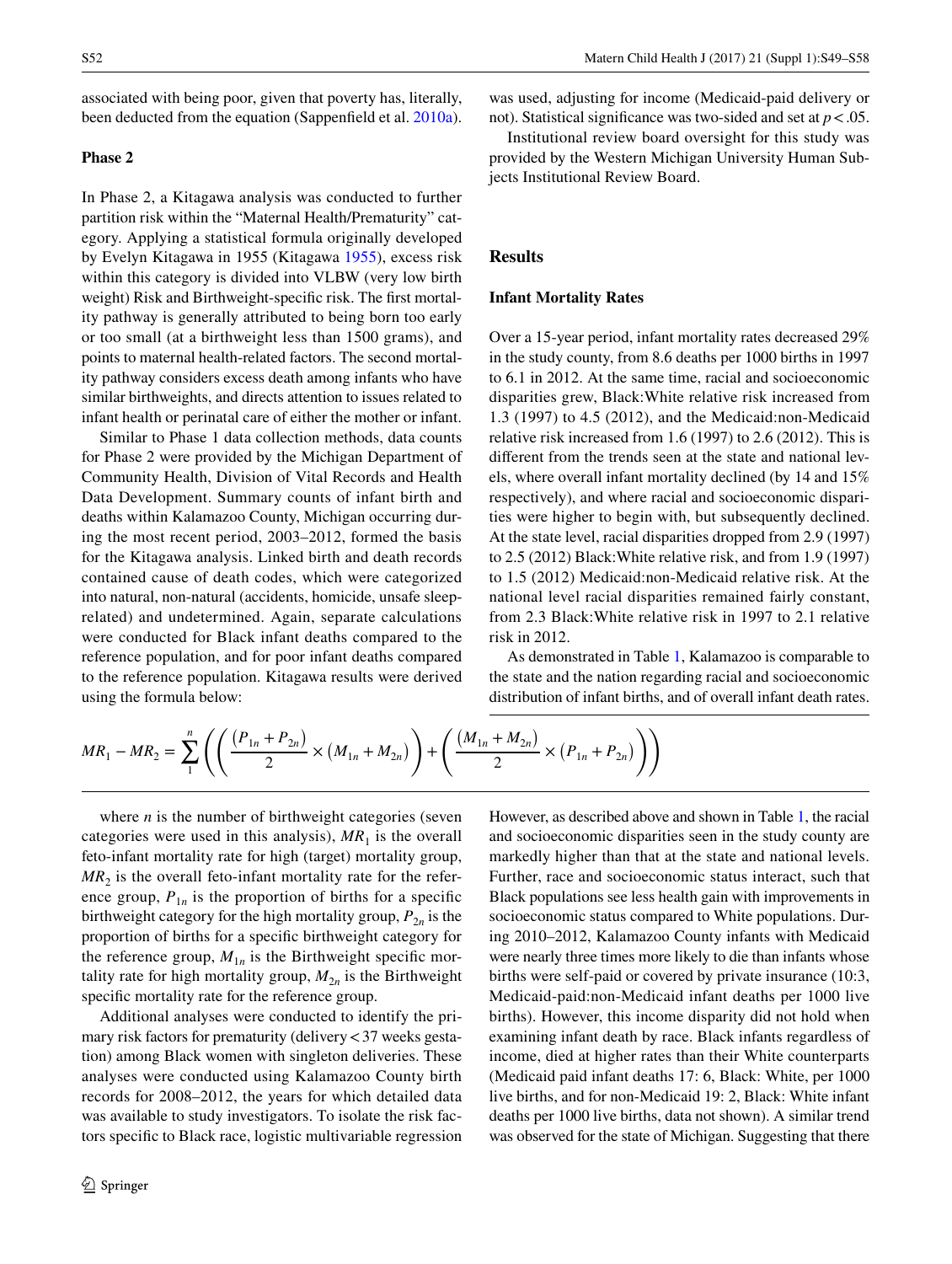associated with being poor, given that poverty has, literally, been deducted from the equation (Sappenfield et al. 2010a).

### Phase 2

In Phase 2, a Kitagawa analysis was conducted to further partition risk within the "Maternal Health/Prematurity" category. Applying a statistical formula originally developed by Evelyn Kitagawa in 1955 (Kitagawa 1955), excess risk within this category is divided into VLBW (very low birth weight) Risk and Birthweight-specific risk. The first mortality pathway is generally attributed to being born too early or too small (at a birthweight less than 1500 grams), and points to maternal health-related factors. The second mortality pathway considers excess death among infants who have similar birthweights, and directs attention to issues related to infant health or perinatal care of either the mother or infant.

Similar to Phase 1 data collection methods, data counts for Phase 2 were provided by the Michigan Department of Community Health, Division of Vital Records and Health Data Development. Summary counts of infant birth and deaths within Kalamazoo County, Michigan occurring during the most recent period, 2003–2012, formed the basis for the Kitagawa analysis. Linked birth and death records contained cause of death codes, which were categorized into natural, non-natural (accidents, homicide, unsafe sleep-related) and undetermined. Again, separate calculations were conducted for Black infant deaths compared to the reference population, and for poor infant deaths compared to the reference population. Kitagawa results were derived using the formula below:

$$MR_1 - MR_2 = \sum_{1}^{n} \left( \left( \frac{(P_{1n} + P_{2n})}{2} \times (M_{1n} + M_{2n}) \right) + \left( \frac{(M_{1n} + M_{2n})}{2} \times (P_{1n} + P_{2n}) \right) \right)$$

where $n$ is the number of birthweight categories (seven categories were used in this analysis), $MR_1$ is the overall feto-infant mortality rate for high (target) mortality group, $MR_2$ is the overall feto-infant mortality rate for the reference group, $P_{1n}$ is the proportion of births for a specific birthweight category for the high mortality group, $P_{2n}$ is the proportion of births for a specific birthweight category for the reference group, $M_{1n}$ is the Birthweight specific mortality rate for high mortality group, $M_{2n}$ is the Birthweight specific mortality rate for the reference group.

Additional analyses were conducted to identify the primary risk factors for prematurity (delivery < 37 weeks gestation) among Black women with singleton deliveries. These analyses were conducted using Kalamazoo County birth records for 2008–2012, the years for which detailed data was available to study investigators. To isolate the risk factors specific to Black race, logistic multivariable regression was used, adjusting for income (Medicaid-paid delivery or not). Statistical significance was two-sided and set at $p < .05$.

Institutional review board oversight for this study was provided by the Western Michigan University Human Subjects Institutional Review Board.

## Results

### Infant Mortality Rates

Over a 15-year period, infant mortality rates decreased 29% in the study county, from 8.6 deaths per 1000 births in 1997 to 6.1 in 2012. At the same time, racial and socioeconomic disparities grew, Black:White relative risk increased from 1.3 (1997) to 4.5 (2012), and the Medicaid:non-Medicaid relative risk increased from 1.6 (1997) to 2.6 (2012). This is different from the trends seen at the state and national levels, where overall infant mortality declined (by 14 and 15% respectively), and where racial and socioeconomic disparities were higher to begin with, but subsequently declined. At the state level, racial disparities dropped from 2.9 (1997) to 2.5 (2012) Black:White relative risk, and from 1.9 (1997) to 1.5 (2012) Medicaid:non-Medicaid relative risk. At the national level racial disparities remained fairly constant, from 2.3 Black:White relative risk in 1997 to 2.1 relative risk in 2012.

As demonstrated in Table 1, Kalamazoo is comparable to the state and the nation regarding racial and socioeconomic distribution of infant births, and of overall infant death rates. However, as described above and shown in Table 1, the racial and socioeconomic disparities seen in the study county are markedly higher than that at the state and national levels. Further, race and socioeconomic status interact, such that Black populations see less health gain with improvements in socioeconomic status compared to White populations. During 2010–2012, Kalamazoo County infants with Medicaid were nearly three times more likely to die than infants whose births were self-paid or covered by private insurance (10:3, Medicaid-paid:non-Medicaid infant deaths per 1000 live births). However, this income disparity did not hold when examining infant death by race. Black infants regardless of income, died at higher rates than their White counterparts (Medicaid paid infant deaths 17: 6, Black: White, per 1000 live births, and for non-Medicaid 19: 2, Black: White infant deaths per 1000 live births, data not shown). A similar trend was observed for the state of Michigan. Suggesting that there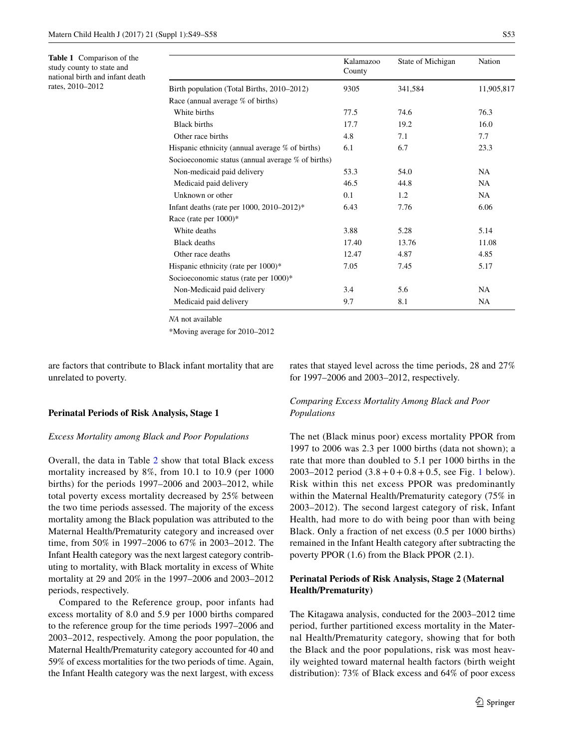**Table 1** Comparison of the study county to state and national birth and infant death rates, 2010–2012

| | Kalamazoo County | State of Michigan | Nation |
|---|---|---|---|
| Birth population (Total Births, 2010–2012) | 9305 | 341,584 | 11,905,817 |
| Race (annual average % of births) | | | |
| White births | 77.5 | 74.6 | 76.3 |
| Black births | 17.7 | 19.2 | 16.0 |
| Other race births | 4.8 | 7.1 | 7.7 |
| Hispanic ethnicity (annual average % of births) | 6.1 | 6.7 | 23.3 |
| Socioeconomic status (annual average % of births) | | | |
| Non-medicaid paid delivery | 53.3 | 54.0 | NA |
| Medicaid paid delivery | 46.5 | 44.8 | NA |
| Unknown or other | 0.1 | 1.2 | NA |
| Infant deaths (rate per 1000, 2010–2012)* | 6.43 | 7.76 | 6.06 |
| Race (rate per 1000)* | | | |
| White deaths | 3.88 | 5.28 | 5.14 |
| Black deaths | 17.40 | 13.76 | 11.08 |
| Other race deaths | 12.47 | 4.87 | 4.85 |
| Hispanic ethnicity (rate per 1000)* | 7.05 | 7.45 | 5.17 |
| Socioeconomic status (rate per 1000)* | | | |
| Non-Medicaid paid delivery | 3.4 | 5.6 | NA |
| Medicaid paid delivery | 9.7 | 8.1 | NA |

*NA* not available

*Moving average for 2010–2012

are factors that contribute to Black infant mortality that are unrelated to poverty.

## Perinatal Periods of Risk Analysis, Stage 1

### *Excess Mortality among Black and Poor Populations*

Overall, the data in Table 2 show that total Black excess mortality increased by 8%, from 10.1 to 10.9 (per 1000 births) for the periods 1997–2006 and 2003–2012, while total poverty excess mortality decreased by 25% between the two time periods assessed. The majority of the excess mortality among the Black population was attributed to the Maternal Health/Prematurity category and increased over time, from 50% in 1997–2006 to 67% in 2003–2012. The Infant Health category was the next largest category contributing to mortality, with Black mortality in excess of White mortality at 29 and 20% in the 1997–2006 and 2003–2012 periods, respectively.

Compared to the Reference group, poor infants had excess mortality of 8.0 and 5.9 per 1000 births compared to the reference group for the time periods 1997–2006 and 2003–2012, respectively. Among the poor population, the Maternal Health/Prematurity category accounted for 40 and 59% of excess mortalities for the two periods of time. Again, the Infant Health category was the next largest, with excess rates that stayed level across the time periods, 28 and 27% for 1997–2006 and 2003–2012, respectively.

### *Comparing Excess Mortality Among Black and Poor Populations*

The net (Black minus poor) excess mortality PPOR from 1997 to 2006 was 2.3 per 1000 births (data not shown); a rate that more than doubled to 5.1 per 1000 births in the 2003–2012 period (3.8 + 0 + 0.8 + 0.5, see Fig. 1 below). Risk within this net excess PPOR was predominantly within the Maternal Health/Prematurity category (75% in 2003–2012). The second largest category of risk, Infant Health, had more to do with being poor than with being Black. Only a fraction of net excess (0.5 per 1000 births) remained in the Infant Health category after subtracting the poverty PPOR (1.6) from the Black PPOR (2.1).

## Perinatal Periods of Risk Analysis, Stage 2 (Maternal Health/Prematurity)

The Kitagawa analysis, conducted for the 2003–2012 time period, further partitioned excess mortality in the Maternal Health/Prematurity category, showing that for both the Black and the poor populations, risk was most heavily weighted toward maternal health factors (birth weight distribution): 73% of Black excess and 64% of poor excess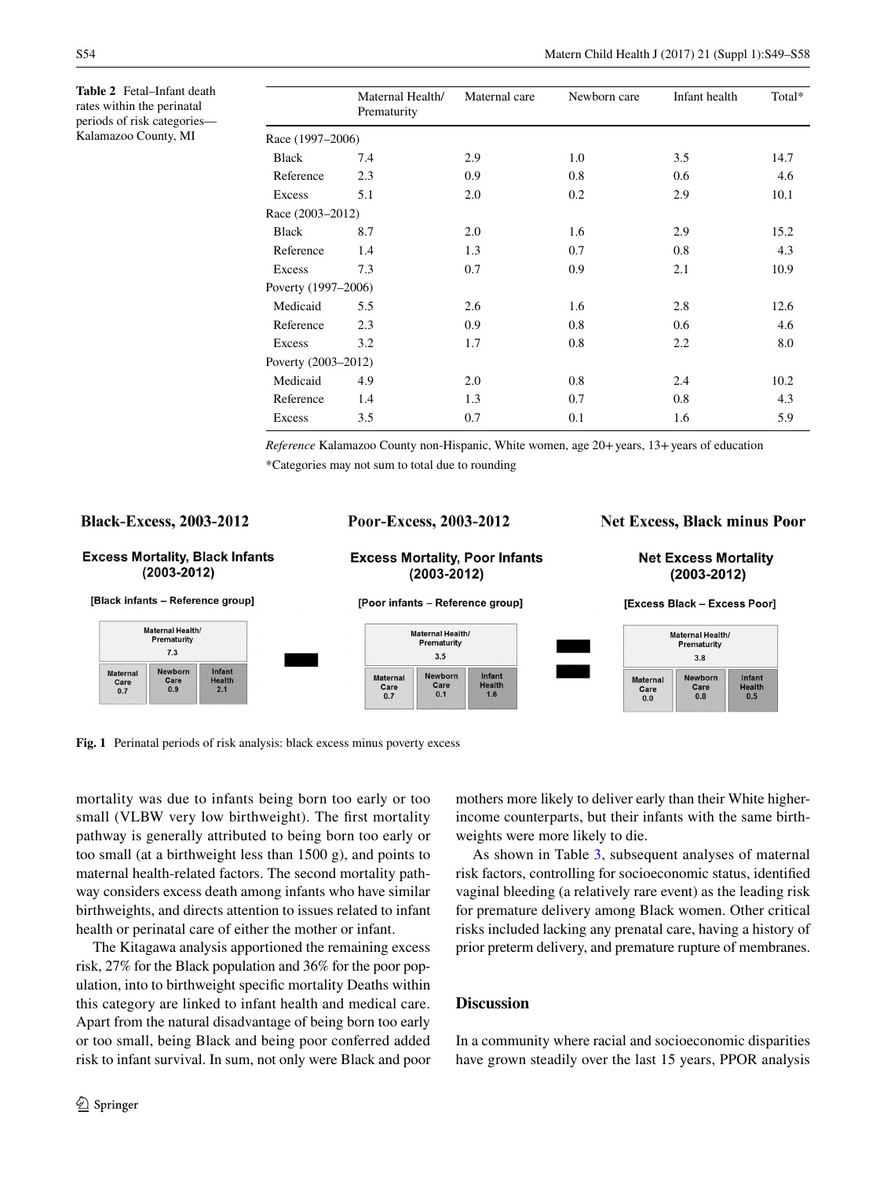**Table 2** Fetal–Infant death rates within the perinatal periods of risk categories—Kalamazoo County, MI

| | Maternal Health/ Prematurity | Maternal care | Newborn care | Infant health | Total* |
|---|---|---|---|---|---|
| Race (1997–2006) | | | | | |
| Black | 7.4 | 2.9 | 1.0 | 3.5 | 14.7 |
| Reference | 2.3 | 0.9 | 0.8 | 0.6 | 4.6 |
| Excess | 5.1 | 2.0 | 0.2 | 2.9 | 10.1 |
| Race (2003–2012) | | | | | |
| Black | 8.7 | 2.0 | 1.6 | 2.9 | 15.2 |
| Reference | 1.4 | 1.3 | 0.7 | 0.8 | 4.3 |
| Excess | 7.3 | 0.7 | 0.9 | 2.1 | 10.9 |
| Poverty (1997–2006) | | | | | |
| Medicaid | 5.5 | 2.6 | 1.6 | 2.8 | 12.6 |
| Reference | 2.3 | 0.9 | 0.8 | 0.6 | 4.6 |
| Excess | 3.2 | 1.7 | 0.8 | 2.2 | 8.0 |
| Poverty (2003–2012) | | | | | |
| Medicaid | 4.9 | 2.0 | 0.8 | 2.4 | 10.2 |
| Reference | 1.4 | 1.3 | 0.7 | 0.8 | 4.3 |
| Excess | 3.5 | 0.7 | 0.1 | 1.6 | 5.9 |

*Reference* Kalamazoo County non-Hispanic, White women, age 20+ years, 13+ years of education

*Categories may not sum to total due to rounding

**Fig. 1** Perinatal periods of risk analysis: black excess minus poverty excess

mortality was due to infants being born too early or too small (VLBW very low birthweight). The first mortality pathway is generally attributed to being born too early or too small (at a birthweight less than 1500 g), and points to maternal health-related factors. The second mortality pathway considers excess death among infants who have similar birthweights, and directs attention to issues related to infant health or perinatal care of either the mother or infant.

The Kitagawa analysis apportioned the remaining excess risk, 27% for the Black population and 36% for the poor population, into to birthweight specific mortality Deaths within this category are linked to infant health and medical care. Apart from the natural disadvantage of being born too early or too small, being Black and being poor conferred added risk to infant survival. In sum, not only were Black and poor mothers more likely to deliver early than their White higher-income counterparts, but their infants with the same birthweights were more likely to die.

As shown in Table 3, subsequent analyses of maternal risk factors, controlling for socioeconomic status, identified vaginal bleeding (a relatively rare event) as the leading risk for premature delivery among Black women. Other critical risks included lacking any prenatal care, having a history of prior preterm delivery, and premature rupture of membranes.

## Discussion

In a community where racial and socioeconomic disparities have grown steadily over the last 15 years, PPOR analysis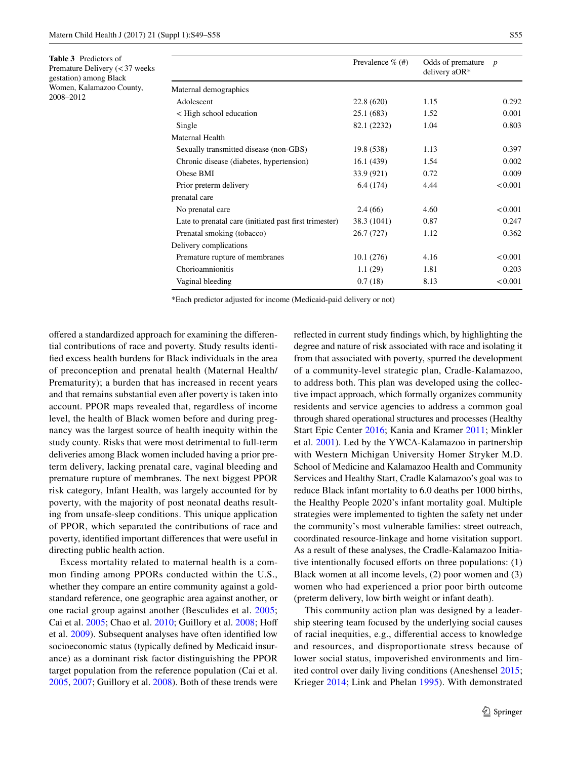**Table 3** Predictors of Premature Delivery (<37 weeks gestation) among Black Women, Kalamazoo County, 2008–2012

| | Prevalence % (#) | Odds of premature delivery aOR* | *p* |
|---|---|---|---|
| Maternal demographics | | | |
| Adolescent | 22.8 (620) | 1.15 | 0.292 |
| < High school education | 25.1 (683) | 1.52 | 0.001 |
| Single | 82.1 (2232) | 1.04 | 0.803 |
| Maternal Health | | | |
| Sexually transmitted disease (non-GBS) | 19.8 (538) | 1.13 | 0.397 |
| Chronic disease (diabetes, hypertension) | 16.1 (439) | 1.54 | 0.002 |
| Obese BMI | 33.9 (921) | 0.72 | 0.009 |
| Prior preterm delivery | 6.4 (174) | 4.44 | <0.001 |
| prenatal care | | | |
| No prenatal care | 2.4 (66) | 4.60 | <0.001 |
| Late to prenatal care (initiated past first trimester) | 38.3 (1041) | 0.87 | 0.247 |
| Prenatal smoking (tobacco) | 26.7 (727) | 1.12 | 0.362 |
| Delivery complications | | | |
| Premature rupture of membranes | 10.1 (276) | 4.16 | <0.001 |
| Chorioamnionitis | 1.1 (29) | 1.81 | 0.203 |
| Vaginal bleeding | 0.7 (18) | 8.13 | <0.001 |

*Each predictor adjusted for income (Medicaid-paid delivery or not)

offered a standardized approach for examining the differential contributions of race and poverty. Study results identified excess health burdens for Black individuals in the area of preconception and prenatal health (Maternal Health/Prematurity); a burden that has increased in recent years and that remains substantial even after poverty is taken into account. PPOR maps revealed that, regardless of income level, the health of Black women before and during pregnancy was the largest source of health inequity within the study county. Risks that were most detrimental to full-term deliveries among Black women included having a prior preterm delivery, lacking prenatal care, vaginal bleeding and premature rupture of membranes. The next biggest PPOR risk category, Infant Health, was largely accounted for by poverty, with the majority of post neonatal deaths resulting from unsafe-sleep conditions. This unique application of PPOR, which separated the contributions of race and poverty, identified important differences that were useful in directing public health action.

Excess mortality related to maternal health is a common finding among PPORs conducted within the U.S., whether they compare an entire community against a gold-standard reference, one geographic area against another, or one racial group against another (Besculides et al. 2005; Cai et al. 2005; Chao et al. 2010; Guillory et al. 2008; Hoff et al. 2009). Subsequent analyses have often identified low socioeconomic status (typically defined by Medicaid insurance) as a dominant risk factor distinguishing the PPOR target population from the reference population (Cai et al. 2005, 2007; Guillory et al. 2008). Both of these trends were reflected in current study findings which, by highlighting the degree and nature of risk associated with race and isolating it from that associated with poverty, spurred the development of a community-level strategic plan, Cradle-Kalamazoo, to address both. This plan was developed using the collective impact approach, which formally organizes community residents and service agencies to address a common goal through shared operational structures and processes (Healthy Start Epic Center 2016; Kania and Kramer 2011; Minkler et al. 2001). Led by the YWCA-Kalamazoo in partnership with Western Michigan University Homer Stryker M.D. School of Medicine and Kalamazoo Health and Community Services and Healthy Start, Cradle Kalamazoo's goal was to reduce Black infant mortality to 6.0 deaths per 1000 births, the Healthy People 2020's infant mortality goal. Multiple strategies were implemented to tighten the safety net under the community's most vulnerable families: street outreach, coordinated resource-linkage and home visitation support. As a result of these analyses, the Cradle-Kalamazoo Initiative intentionally focused efforts on three populations: (1) Black women at all income levels, (2) poor women and (3) women who had experienced a prior poor birth outcome (preterm delivery, low birth weight or infant death).

This community action plan was designed by a leadership steering team focused by the underlying social causes of racial inequities, e.g., differential access to knowledge and resources, and disproportionate stress because of lower social status, impoverished environments and limited control over daily living conditions (Aneshensel 2015; Krieger 2014; Link and Phelan 1995). With demonstrated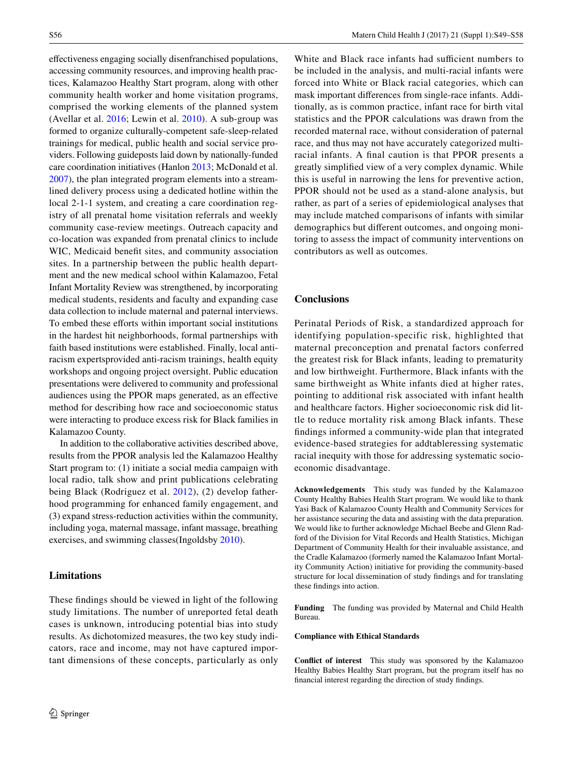effectiveness engaging socially disenfranchised populations, accessing community resources, and improving health practices, Kalamazoo Healthy Start program, along with other community health worker and home visitation programs, comprised the working elements of the planned system (Avellar et al. 2016; Lewin et al. 2010). A sub-group was formed to organize culturally-competent safe-sleep-related trainings for medical, public health and social service providers. Following guideposts laid down by nationally-funded care coordination initiatives (Hanlon 2013; McDonald et al. 2007), the plan integrated program elements into a streamlined delivery process using a dedicated hotline within the local 2-1-1 system, and creating a care coordination registry of all prenatal home visitation referrals and weekly community case-review meetings. Outreach capacity and co-location was expanded from prenatal clinics to include WIC, Medicaid benefit sites, and community association sites. In a partnership between the public health department and the new medical school within Kalamazoo, Fetal Infant Mortality Review was strengthened, by incorporating medical students, residents and faculty and expanding case data collection to include maternal and paternal interviews. To embed these efforts within important social institutions in the hardest hit neighborhoods, formal partnerships with faith based institutions were established. Finally, local anti-racism expertsprovided anti-racism trainings, health equity workshops and ongoing project oversight. Public education presentations were delivered to community and professional audiences using the PPOR maps generated, as an effective method for describing how race and socioeconomic status were interacting to produce excess risk for Black families in Kalamazoo County.

In addition to the collaborative activities described above, results from the PPOR analysis led the Kalamazoo Healthy Start program to: (1) initiate a social media campaign with local radio, talk show and print publications celebrating being Black (Rodriguez et al. 2012), (2) develop fatherhood programming for enhanced family engagement, and (3) expand stress-reduction activities within the community, including yoga, maternal massage, infant massage, breathing exercises, and swimming classes(Ingoldsby 2010).

## Limitations

These findings should be viewed in light of the following study limitations. The number of unreported fetal death cases is unknown, introducing potential bias into study results. As dichotomized measures, the two key study indicators, race and income, may not have captured important dimensions of these concepts, particularly as only White and Black race infants had sufficient numbers to be included in the analysis, and multi-racial infants were forced into White or Black racial categories, which can mask important differences from single-race infants. Additionally, as is common practice, infant race for birth vital statistics and the PPOR calculations was drawn from the recorded maternal race, without consideration of paternal race, and thus may not have accurately categorized multi-racial infants. A final caution is that PPOR presents a greatly simplified view of a very complex dynamic. While this is useful in narrowing the lens for preventive action, PPOR should not be used as a stand-alone analysis, but rather, as part of a series of epidemiological analyses that may include matched comparisons of infants with similar demographics but different outcomes, and ongoing monitoring to assess the impact of community interventions on contributors as well as outcomes.

## Conclusions

Perinatal Periods of Risk, a standardized approach for identifying population-specific risk, highlighted that maternal preconception and prenatal factors conferred the greatest risk for Black infants, leading to prematurity and low birthweight. Furthermore, Black infants with the same birthweight as White infants died at higher rates, pointing to additional risk associated with infant health and healthcare factors. Higher socioeconomic risk did little to reduce mortality risk among Black infants. These findings informed a community-wide plan that integrated evidence-based strategies for addtableressing systematic racial inequity with those for addressing systematic socioeconomic disadvantage.

**Acknowledgements** This study was funded by the Kalamazoo County Healthy Babies Health Start program. We would like to thank Yasi Back of Kalamazoo County Health and Community Services for her assistance securing the data and assisting with the data preparation. We would like to further acknowledge Michael Beebe and Glenn Radford of the Division for Vital Records and Health Statistics, Michigan Department of Community Health for their invaluable assistance, and the Cradle Kalamazoo (formerly named the Kalamazoo Infant Mortality Community Action) initiative for providing the community-based structure for local dissemination of study findings and for translating these findings into action.

**Funding** The funding was provided by Maternal and Child Health Bureau.

**Compliance with Ethical Standards**

**Conflict of interest** This study was sponsored by the Kalamazoo Healthy Babies Healthy Start program, but the program itself has no financial interest regarding the direction of study findings.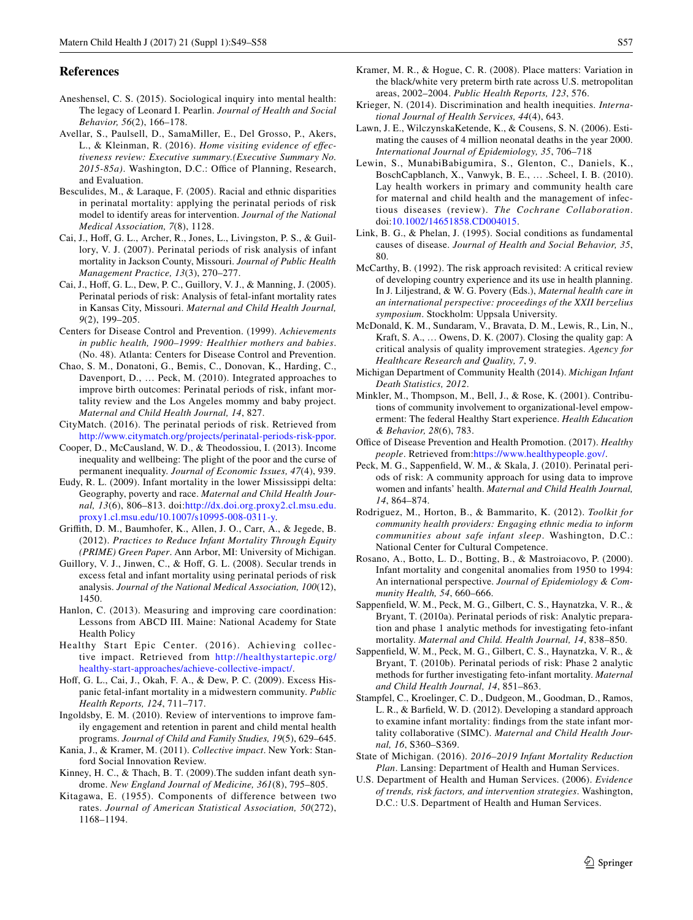## References

Aneshensel, C. S. (2015). Sociological inquiry into mental health: The legacy of Leonard I. Pearlin. *Journal of Health and Social Behavior, 56*(2), 166–178.

Avellar, S., Paulsell, D., SamaMiller, E., Del Grosso, P., Akers, L., & Kleinman, R. (2016). *Home visiting evidence of effectiveness review: Executive summary.(Executive Summary No. 2015-85a)*. Washington, D.C.: Office of Planning, Research, and Evaluation.

Besculides, M., & Laraque, F. (2005). Racial and ethnic disparities in perinatal mortality: applying the perinatal periods of risk model to identify areas for intervention. *Journal of the National Medical Association, 7*(8), 1128.

Cai, J., Hoff, G. L., Archer, R., Jones, L., Livingston, P. S., & Guillory, V. J. (2007). Perinatal periods of risk analysis of infant mortality in Jackson County, Missouri. *Journal of Public Health Management Practice, 13*(3), 270–277.

Cai, J., Hoff, G. L., Dew, P. C., Guillory, V. J., & Manning, J. (2005). Perinatal periods of risk: Analysis of fetal-infant mortality rates in Kansas City, Missouri. *Maternal and Child Health Journal, 9*(2), 199–205.

Centers for Disease Control and Prevention. (1999). *Achievements in public health, 1900–1999: Healthier mothers and babies*. (No. 48). Atlanta: Centers for Disease Control and Prevention.

Chao, S. M., Donatoni, G., Bemis, C., Donovan, K., Harding, C., Davenport, D., … Peck, M. (2010). Integrated approaches to improve birth outcomes: Perinatal periods of risk, infant mortality review and the Los Angeles mommy and baby project. *Maternal and Child Health Journal, 14*, 827.

CityMatch. (2016). The perinatal periods of risk. Retrieved from http://www.citymatch.org/projects/perinatal-periods-risk-ppor.

Cooper, D., McCausland, W. D., & Theodossiou, I. (2013). Income inequality and wellbeing: The plight of the poor and the curse of permanent inequality. *Journal of Economic Issues, 47*(4), 939.

Eudy, R. L. (2009). Infant mortality in the lower Mississippi delta: Geography, poverty and race. *Maternal and Child Health Journal, 13*(6), 806–813. doi:http://dx.doi.org.proxy2.cl.msu.edu.proxy1.cl.msu.edu/10.1007/s10995-008-0311-y.

Griffith, D. M., Baumhofer, K., Allen, J. O., Carr, A., & Jegede, B. (2012). *Practices to Reduce Infant Mortality Through Equity (PRIME) Green Paper*. Ann Arbor, MI: University of Michigan.

Guillory, V. J., Jinwen, C., & Hoff, G. L. (2008). Secular trends in excess fetal and infant mortality using perinatal periods of risk analysis. *Journal of the National Medical Association, 100*(12), 1450.

Hanlon, C. (2013). Measuring and improving care coordination: Lessons from ABCD III. Maine: National Academy for State Health Policy

Healthy Start Epic Center. (2016). Achieving collective impact. Retrieved from http://healthystartepic.org/healthy-start-approaches/achieve-collective-impact/.

Hoff, G. L., Cai, J., Okah, F. A., & Dew, P. C. (2009). Excess Hispanic fetal-infant mortality in a midwestern community. *Public Health Reports, 124*, 711–717.

Ingoldsby, E. M. (2010). Review of interventions to improve family engagement and retention in parent and child mental health programs. *Journal of Child and Family Studies, 19*(5), 629–645.

Kania, J., & Kramer, M. (2011). *Collective impact*. New York: Stanford Social Innovation Review.

Kinney, H. C., & Thach, B. T. (2009).The sudden infant death syndrome. *New England Journal of Medicine, 361*(8), 795–805.

Kitagawa, E. (1955). Components of difference between two rates. *Journal of American Statistical Association, 50*(272), 1168–1194.

Kramer, M. R., & Hogue, C. R. (2008). Place matters: Variation in the black/white very preterm birth rate across U.S. metropolitan areas, 2002–2004. *Public Health Reports, 123*, 576.

Krieger, N. (2014). Discrimination and health inequities. *International Journal of Health Services, 44*(4), 643.

Lawn, J. E., WilczynskaKetende, K., & Cousens, S. N. (2006). Estimating the causes of 4 million neonatal deaths in the year 2000. *International Journal of Epidemiology, 35*, 706–718

Lewin, S., MunabiBabigumira, S., Glenton, C., Daniels, K., BoschCapblanch, X., Vanwyk, B. E., … .Scheel, I. B. (2010). Lay health workers in primary and community health care for maternal and child health and the management of infectious diseases (review). *The Cochrane Collaboration*. doi:10.1002/14651858.CD004015.

Link, B. G., & Phelan, J. (1995). Social conditions as fundamental causes of disease. *Journal of Health and Social Behavior, 35*, 80.

McCarthy, B. (1992). The risk approach revisited: A critical review of developing country experience and its use in health planning. In J. Liljestrand, & W. G. Povery (Eds.), *Maternal health care in an international perspective: proceedings of the XXII berzelius symposium*. Stockholm: Uppsala University.

McDonald, K. M., Sundaram, V., Bravata, D. M., Lewis, R., Lin, N., Kraft, S. A., … Owens, D. K. (2007). Closing the quality gap: A critical analysis of quality improvement strategies. *Agency for Healthcare Research and Quality, 7*, 9.

Michigan Department of Community Health (2014). *Michigan Infant Death Statistics, 2012*.

Minkler, M., Thompson, M., Bell, J., & Rose, K. (2001). Contributions of community involvement to organizational-level empowerment: The federal Healthy Start experience. *Health Education & Behavior, 28*(6), 783.

Office of Disease Prevention and Health Promotion. (2017). *Healthy people*. Retrieved from:https://www.healthypeople.gov/.

Peck, M. G., Sappenfield, W. M., & Skala, J. (2010). Perinatal periods of risk: A community approach for using data to improve women and infants' health. *Maternal and Child Health Journal, 14*, 864–874.

Rodriguez, M., Horton, B., & Bammarito, K. (2012). *Toolkit for community health providers: Engaging ethnic media to inform communities about safe infant sleep*. Washington, D.C.: National Center for Cultural Competence.

Rosano, A., Botto, L. D., Botting, B., & Mastroiacovo, P. (2000). Infant mortality and congenital anomalies from 1950 to 1994: An international perspective. *Journal of Epidemiology & Community Health, 54*, 660–666.

Sappenfield, W. M., Peck, M. G., Gilbert, C. S., Haynatzka, V. R., & Bryant, T. (2010a). Perinatal periods of risk: Analytic preparation and phase 1 analytic methods for investigating feto-infant mortality. *Maternal and Child. Health Journal, 14*, 838–850.

Sappenfield, W. M., Peck, M. G., Gilbert, C. S., Haynatzka, V. R., & Bryant, T. (2010b). Perinatal periods of risk: Phase 2 analytic methods for further investigating feto-infant mortality. *Maternal and Child Health Journal, 14*, 851–863.

Stampfel, C., Kroelinger, C. D., Dudgeon, M., Goodman, D., Ramos, L. R., & Barfield, W. D. (2012). Developing a standard approach to examine infant mortality: findings from the state infant mortality collaborative (SIMC). *Maternal and Child Health Journal, 16*, S360–S369.

State of Michigan. (2016). *2016–2019 Infant Mortality Reduction Plan*. Lansing: Department of Health and Human Services.

U.S. Department of Health and Human Services. (2006). *Evidence of trends, risk factors, and intervention strategies*. Washington, D.C.: U.S. Department of Health and Human Services.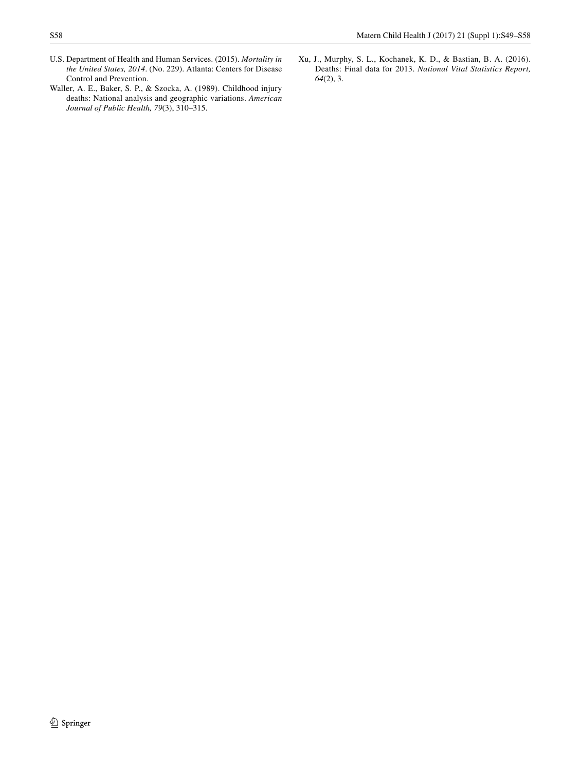U.S. Department of Health and Human Services. (2015). *Mortality in the United States, 2014*. (No. 229). Atlanta: Centers for Disease Control and Prevention.

Waller, A. E., Baker, S. P., & Szocka, A. (1989). Childhood injury deaths: National analysis and geographic variations. *American Journal of Public Health, 79*(3), 310–315.

Xu, J., Murphy, S. L., Kochanek, K. D., & Bastian, B. A. (2016). Deaths: Final data for 2013. *National Vital Statistics Report, 64*(2), 3.